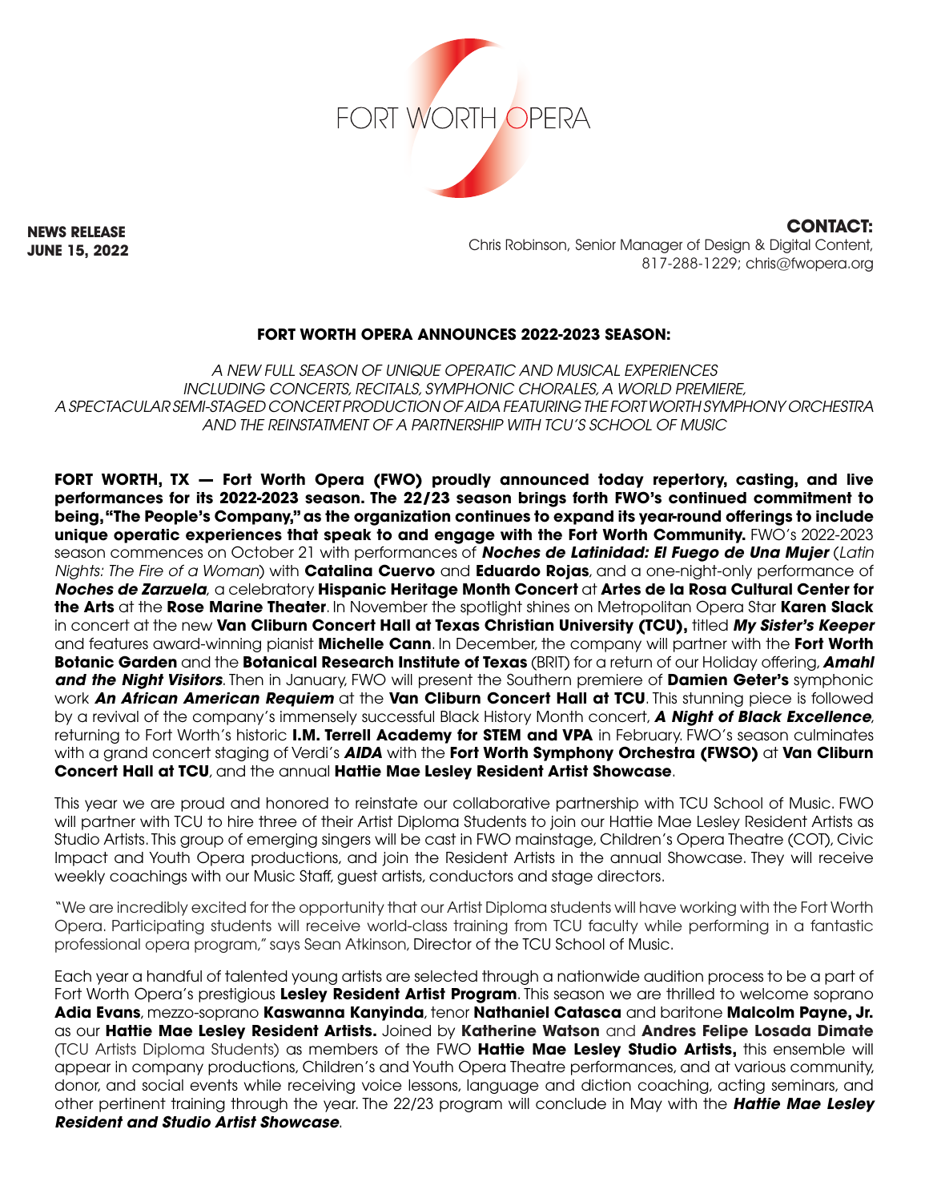FORT WORTH OPERA

**NEWS RELEASE**
**JUNE 15, 2022**

**CONTACT:**
Chris Robinson, Senior Manager of Design & Digital Content,
817-288-1229; chris@fwopera.org

## FORT WORTH OPERA ANNOUNCES 2022-2023 SEASON:

*A NEW FULL SEASON OF UNIQUE OPERATIC AND MUSICAL EXPERIENCES INCLUDING CONCERTS, RECITALS, SYMPHONIC CHORALES, A WORLD PREMIERE, A SPECTACULAR SEMI-STAGED CONCERT PRODUCTION OF AIDA FEATURING THE FORT WORTH SYMPHONY ORCHESTRA AND THE REINSTATMENT OF A PARTNERSHIP WITH TCU'S SCHOOL OF MUSIC*

**FORT WORTH, TX — Fort Worth Opera (FWO) proudly announced today repertory, casting, and live performances for its 2022-2023 season. The 22/23 season brings forth FWO's continued commitment to being, "The People's Company," as the organization continues to expand its year-round offerings to include unique operatic experiences that speak to and engage with the Fort Worth Community.** FWO's 2022-2023 season commences on October 21 with performances of ***Noches de Latinidad: El Fuego de Una Mujer*** (*Latin Nights: The Fire of a Woman*) with **Catalina Cuervo** and **Eduardo Rojas**, and a one-night-only performance of ***Noches de Zarzuela***, a celebratory **Hispanic Heritage Month Concert** at **Artes de la Rosa Cultural Center for the Arts** at the **Rose Marine Theater**. In November the spotlight shines on Metropolitan Opera Star **Karen Slack** in concert at the new **Van Cliburn Concert Hall at Texas Christian University (TCU),** titled ***My Sister's Keeper*** and features award-winning pianist **Michelle Cann**. In December, the company will partner with the **Fort Worth Botanic Garden** and the **Botanical Research Institute of Texas** (BRIT) for a return of our Holiday offering, ***Amahl and the Night Visitors***. Then in January, FWO will present the Southern premiere of **Damien Geter's** symphonic work ***An African American Requiem*** at the **Van Cliburn Concert Hall at TCU**. This stunning piece is followed by a revival of the company's immensely successful Black History Month concert, ***A Night of Black Excellence***, returning to Fort Worth's historic **I.M. Terrell Academy for STEM and VPA** in February. FWO's season culminates with a grand concert staging of Verdi's ***AIDA*** with the **Fort Worth Symphony Orchestra (FWSO)** at **Van Cliburn Concert Hall at TCU**, and the annual **Hattie Mae Lesley Resident Artist Showcase**.

This year we are proud and honored to reinstate our collaborative partnership with TCU School of Music. FWO will partner with TCU to hire three of their Artist Diploma Students to join our Hattie Mae Lesley Resident Artists as Studio Artists. This group of emerging singers will be cast in FWO mainstage, Children's Opera Theatre (COT), Civic Impact and Youth Opera productions, and join the Resident Artists in the annual Showcase. They will receive weekly coachings with our Music Staff, guest artists, conductors and stage directors.

"We are incredibly excited for the opportunity that our Artist Diploma students will have working with the Fort Worth Opera. Participating students will receive world-class training from TCU faculty while performing in a fantastic professional opera program," says Sean Atkinson, Director of the TCU School of Music.

Each year a handful of talented young artists are selected through a nationwide audition process to be a part of Fort Worth Opera's prestigious **Lesley Resident Artist Program**. This season we are thrilled to welcome soprano **Adia Evans**, mezzo-soprano **Kaswanna Kanyinda**, tenor **Nathaniel Catasca** and baritone **Malcolm Payne, Jr.** as our **Hattie Mae Lesley Resident Artists.** Joined by **Katherine Watson** and **Andres Felipe Losada Dimate** (TCU Artists Diploma Students) as members of the FWO **Hattie Mae Lesley Studio Artists,** this ensemble will appear in company productions, Children's and Youth Opera Theatre performances, and at various community, donor, and social events while receiving voice lessons, language and diction coaching, acting seminars, and other pertinent training through the year. The 22/23 program will conclude in May with the ***Hattie Mae Lesley Resident and Studio Artist Showcase***.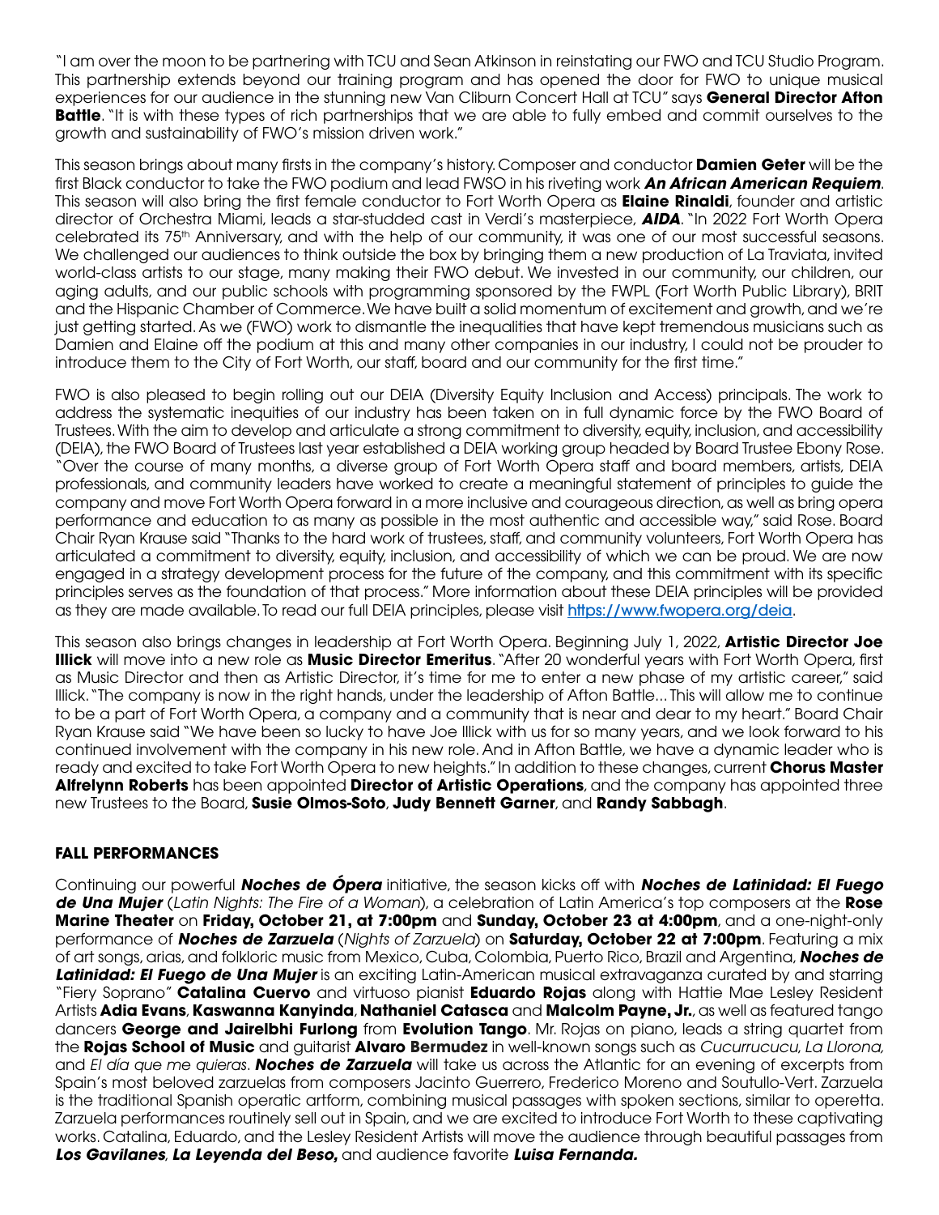"I am over the moon to be partnering with TCU and Sean Atkinson in reinstating our FWO and TCU Studio Program. This partnership extends beyond our training program and has opened the door for FWO to unique musical experiences for our audience in the stunning new Van Cliburn Concert Hall at TCU" says **General Director Afton Battle**. "It is with these types of rich partnerships that we are able to fully embed and commit ourselves to the growth and sustainability of FWO's mission driven work."

This season brings about many firsts in the company's history. Composer and conductor **Damien Geter** will be the first Black conductor to take the FWO podium and lead FWSO in his riveting work ***An African American Requiem***. This season will also bring the first female conductor to Fort Worth Opera as **Elaine Rinaldi**, founder and artistic director of Orchestra Miami, leads a star-studded cast in Verdi's masterpiece, ***AIDA***. "In 2022 Fort Worth Opera celebrated its 75th Anniversary, and with the help of our community, it was one of our most successful seasons. We challenged our audiences to think outside the box by bringing them a new production of La Traviata, invited world-class artists to our stage, many making their FWO debut. We invested in our community, our children, our aging adults, and our public schools with programming sponsored by the FWPL (Fort Worth Public Library), BRIT and the Hispanic Chamber of Commerce. We have built a solid momentum of excitement and growth, and we're just getting started. As we (FWO) work to dismantle the inequalities that have kept tremendous musicians such as Damien and Elaine off the podium at this and many other companies in our industry, I could not be prouder to introduce them to the City of Fort Worth, our staff, board and our community for the first time."

FWO is also pleased to begin rolling out our DEIA (Diversity Equity Inclusion and Access) principals. The work to address the systematic inequities of our industry has been taken on in full dynamic force by the FWO Board of Trustees. With the aim to develop and articulate a strong commitment to diversity, equity, inclusion, and accessibility (DEIA), the FWO Board of Trustees last year established a DEIA working group headed by Board Trustee Ebony Rose. "Over the course of many months, a diverse group of Fort Worth Opera staff and board members, artists, DEIA professionals, and community leaders have worked to create a meaningful statement of principles to guide the company and move Fort Worth Opera forward in a more inclusive and courageous direction, as well as bring opera performance and education to as many as possible in the most authentic and accessible way," said Rose. Board Chair Ryan Krause said "Thanks to the hard work of trustees, staff, and community volunteers, Fort Worth Opera has articulated a commitment to diversity, equity, inclusion, and accessibility of which we can be proud. We are now engaged in a strategy development process for the future of the company, and this commitment with its specific principles serves as the foundation of that process." More information about these DEIA principles will be provided as they are made available. To read our full DEIA principles, please visit https://www.fwopera.org/deia.

This season also brings changes in leadership at Fort Worth Opera. Beginning July 1, 2022, **Artistic Director Joe Illick** will move into a new role as **Music Director Emeritus**. "After 20 wonderful years with Fort Worth Opera, first as Music Director and then as Artistic Director, it's time for me to enter a new phase of my artistic career," said Illick. "The company is now in the right hands, under the leadership of Afton Battle... This will allow me to continue to be a part of Fort Worth Opera, a company and a community that is near and dear to my heart." Board Chair Ryan Krause said "We have been so lucky to have Joe Illick with us for so many years, and we look forward to his continued involvement with the company in his new role. And in Afton Battle, we have a dynamic leader who is ready and excited to take Fort Worth Opera to new heights." In addition to these changes, current **Chorus Master Alfrelynn Roberts** has been appointed **Director of Artistic Operations**, and the company has appointed three new Trustees to the Board, **Susie Olmos-Soto**, **Judy Bennett Garner**, and **Randy Sabbagh**.

## FALL PERFORMANCES

Continuing our powerful ***Noches de Ópera*** initiative, the season kicks off with ***Noches de Latinidad: El Fuego de Una Mujer*** (*Latin Nights: The Fire of a Woman*), a celebration of Latin America's top composers at the **Rose Marine Theater** on **Friday, October 21, at 7:00pm** and **Sunday, October 23 at 4:00pm**, and a one-night-only performance of ***Noches de Zarzuela*** (*Nights of Zarzuela*) on **Saturday, October 22 at 7:00pm**. Featuring a mix of art songs, arias, and folkloric music from Mexico, Cuba, Colombia, Puerto Rico, Brazil and Argentina, ***Noches de Latinidad: El Fuego de Una Mujer*** is an exciting Latin-American musical extravaganza curated by and starring "Fiery Soprano" **Catalina Cuervo** and virtuoso pianist **Eduardo Rojas** along with Hattie Mae Lesley Resident Artists **Adia Evans**, **Kaswanna Kanyinda**, **Nathaniel Catasca** and **Malcolm Payne, Jr.**, as well as featured tango dancers **George and Jairelbhi Furlong** from **Evolution Tango**. Mr. Rojas on piano, leads a string quartet from the **Rojas School of Music** and guitarist **Alvaro Bermudez** in well-known songs such as *Cucurrucucu*, *La Llorona,* and *El día que me quieras*. ***Noches de Zarzuela*** will take us across the Atlantic for an evening of excerpts from Spain's most beloved zarzuelas from composers Jacinto Guerrero, Frederico Moreno and Soutullo-Vert. Zarzuela is the traditional Spanish operatic artform, combining musical passages with spoken sections, similar to operetta. Zarzuela performances routinely sell out in Spain, and we are excited to introduce Fort Worth to these captivating works. Catalina, Eduardo, and the Lesley Resident Artists will move the audience through beautiful passages from ***Los Gavilanes***, ***La Leyenda del Beso,*** and audience favorite ***Luisa Fernanda.***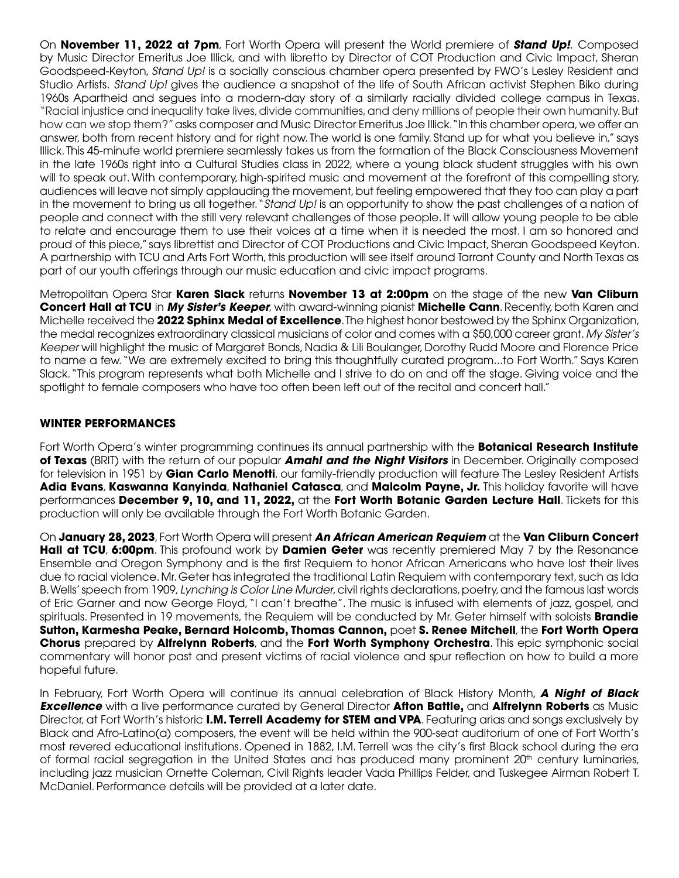On **November 11, 2022 at 7pm**, Fort Worth Opera will present the World premiere of ***Stand Up!***. Composed by Music Director Emeritus Joe Illick, and with libretto by Director of COT Production and Civic Impact, Sheran Goodspeed-Keyton, *Stand Up!* is a socially conscious chamber opera presented by FWO's Lesley Resident and Studio Artists. *Stand Up!* gives the audience a snapshot of the life of South African activist Stephen Biko during 1960s Apartheid and segues into a modern-day story of a similarly racially divided college campus in Texas. "Racial injustice and inequality take lives, divide communities, and deny millions of people their own humanity. But how can we stop them?" asks composer and Music Director Emeritus Joe Illick. "In this chamber opera, we offer an answer, both from recent history and for right now. The world is one family. Stand up for what you believe in," says Illick. This 45-minute world premiere seamlessly takes us from the formation of the Black Consciousness Movement in the late 1960s right into a Cultural Studies class in 2022, where a young black student struggles with his own will to speak out. With contemporary, high-spirited music and movement at the forefront of this compelling story, audiences will leave not simply applauding the movement, but feeling empowered that they too can play a part in the movement to bring us all together. "*Stand Up!* is an opportunity to show the past challenges of a nation of people and connect with the still very relevant challenges of those people. It will allow young people to be able to relate and encourage them to use their voices at a time when it is needed the most. I am so honored and proud of this piece," says librettist and Director of COT Productions and Civic Impact, Sheran Goodspeed Keyton. A partnership with TCU and Arts Fort Worth, this production will see itself around Tarrant County and North Texas as part of our youth offerings through our music education and civic impact programs.

Metropolitan Opera Star **Karen Slack** returns **November 13 at 2:00pm** on the stage of the new **Van Cliburn Concert Hall at TCU** in ***My Sister's Keeper***, with award-winning pianist **Michelle Cann**. Recently, both Karen and Michelle received the **2022 Sphinx Medal of Excellence**. The highest honor bestowed by the Sphinx Organization, the medal recognizes extraordinary classical musicians of color and comes with a $50,000 career grant. *My Sister's Keeper* will highlight the music of Margaret Bonds, Nadia & Lili Boulanger, Dorothy Rudd Moore and Florence Price to name a few. "We are extremely excited to bring this thoughtfully curated program...to Fort Worth." Says Karen Slack. "This program represents what both Michelle and I strive to do on and off the stage. Giving voice and the spotlight to female composers who have too often been left out of the recital and concert hall."

## WINTER PERFORMANCES

Fort Worth Opera's winter programming continues its annual partnership with the **Botanical Research Institute of Texas** (BRIT) with the return of our popular ***Amahl and the Night Visitors*** in December. Originally composed for television in 1951 by **Gian Carlo Menotti**, our family-friendly production will feature The Lesley Resident Artists **Adia Evans**, **Kaswanna Kanyinda**, **Nathaniel Catasca**, and **Malcolm Payne, Jr.** This holiday favorite will have performances **December 9, 10, and 11, 2022,** at the **Fort Worth Botanic Garden Lecture Hall**. Tickets for this production will only be available through the Fort Worth Botanic Garden.

On **January 28, 2023**, Fort Worth Opera will present ***An African American Requiem*** at the **Van Cliburn Concert Hall at TCU**, **6:00pm**. This profound work by **Damien Geter** was recently premiered May 7 by the Resonance Ensemble and Oregon Symphony and is the first Requiem to honor African Americans who have lost their lives due to racial violence. Mr. Geter has integrated the traditional Latin Requiem with contemporary text, such as Ida B. Wells' speech from 1909, *Lynching is Color Line Murder*, civil rights declarations, poetry, and the famous last words of Eric Garner and now George Floyd, "I can't breathe". The music is infused with elements of jazz, gospel, and spirituals. Presented in 19 movements, the Requiem will be conducted by Mr. Geter himself with soloists **Brandie Sutton, Karmesha Peake, Bernard Holcomb, Thomas Cannon,** poet **S. Renee Mitchell**, the **Fort Worth Opera Chorus** prepared by **Alfrelynn Roberts**, and the **Fort Worth Symphony Orchestra**. This epic symphonic social commentary will honor past and present victims of racial violence and spur reflection on how to build a more hopeful future.

In February, Fort Worth Opera will continue its annual celebration of Black History Month, ***A Night of Black Excellence*** with a live performance curated by General Director **Afton Battle,** and **Alfrelynn Roberts** as Music Director, at Fort Worth's historic **I.M. Terrell Academy for STEM and VPA**. Featuring arias and songs exclusively by Black and Afro-Latino(a) composers, the event will be held within the 900-seat auditorium of one of Fort Worth's most revered educational institutions. Opened in 1882, I.M. Terrell was the city's first Black school during the era of formal racial segregation in the United States and has produced many prominent 20th century luminaries, including jazz musician Ornette Coleman, Civil Rights leader Vada Phillips Felder, and Tuskegee Airman Robert T. McDaniel. Performance details will be provided at a later date.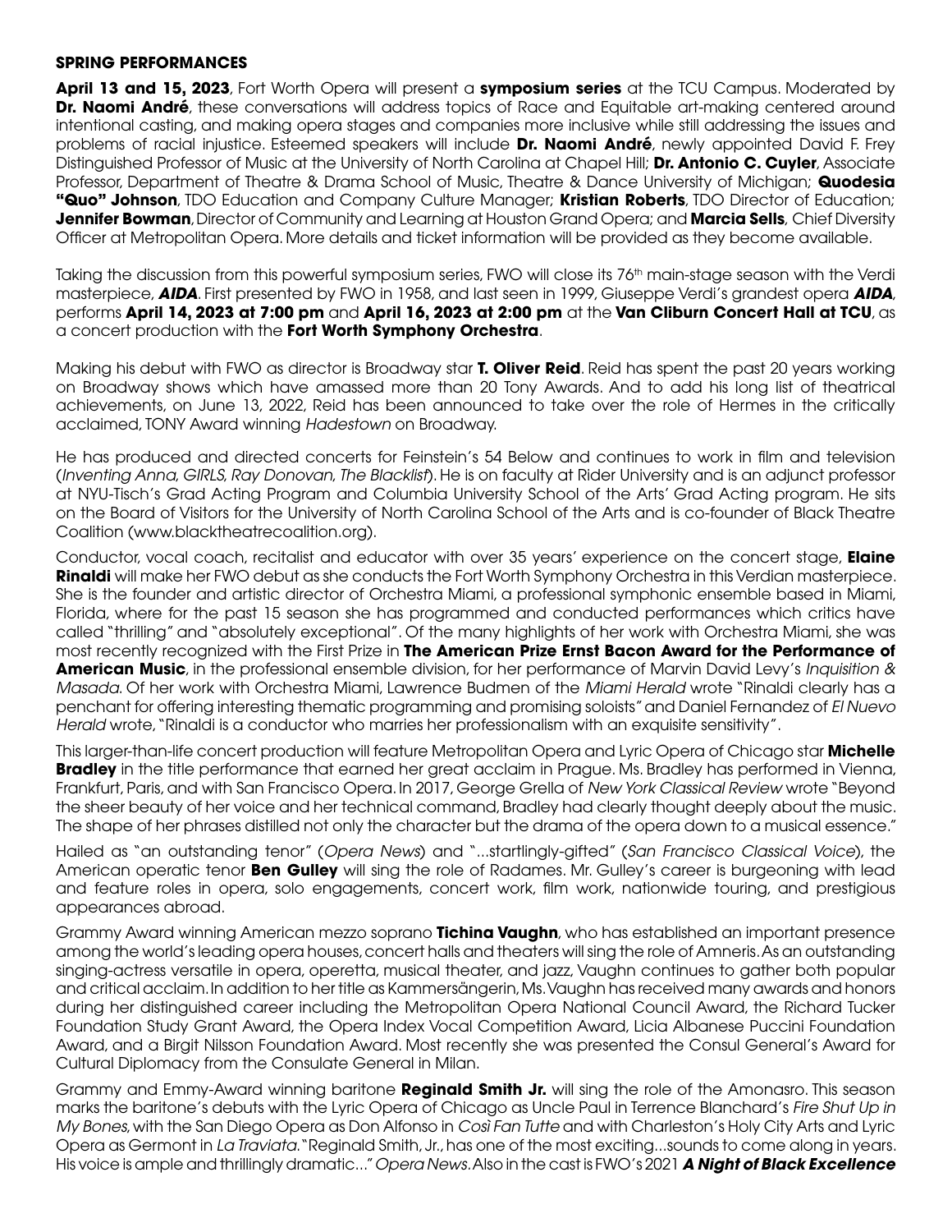## SPRING PERFORMANCES

**April 13 and 15, 2023**, Fort Worth Opera will present a **symposium series** at the TCU Campus. Moderated by **Dr. Naomi André**, these conversations will address topics of Race and Equitable art-making centered around intentional casting, and making opera stages and companies more inclusive while still addressing the issues and problems of racial injustice. Esteemed speakers will include **Dr. Naomi André**, newly appointed David F. Frey Distinguished Professor of Music at the University of North Carolina at Chapel Hill; **Dr. Antonio C. Cuyler**, Associate Professor, Department of Theatre & Drama School of Music, Theatre & Dance University of Michigan; **Quodesia "Quo" Johnson**, TDO Education and Company Culture Manager; **Kristian Roberts**, TDO Director of Education; **Jennifer Bowman**, Director of Community and Learning at Houston Grand Opera; and **Marcia Sells**, Chief Diversity Officer at Metropolitan Opera. More details and ticket information will be provided as they become available.

Taking the discussion from this powerful symposium series, FWO will close its 76th main-stage season with the Verdi masterpiece, ***AIDA***. First presented by FWO in 1958, and last seen in 1999, Giuseppe Verdi's grandest opera ***AIDA***, performs **April 14, 2023 at 7:00 pm** and **April 16, 2023 at 2:00 pm** at the **Van Cliburn Concert Hall at TCU**, as a concert production with the **Fort Worth Symphony Orchestra**.

Making his debut with FWO as director is Broadway star **T. Oliver Reid**. Reid has spent the past 20 years working on Broadway shows which have amassed more than 20 Tony Awards. And to add his long list of theatrical achievements, on June 13, 2022, Reid has been announced to take over the role of Hermes in the critically acclaimed, TONY Award winning *Hadestown* on Broadway.

He has produced and directed concerts for Feinstein's 54 Below and continues to work in film and television (*Inventing Anna*, *GIRLS*, *Ray Donovan*, *The Blacklist*). He is on faculty at Rider University and is an adjunct professor at NYU-Tisch's Grad Acting Program and Columbia University School of the Arts' Grad Acting program. He sits on the Board of Visitors for the University of North Carolina School of the Arts and is co-founder of Black Theatre Coalition (www.blacktheatrecoalition.org).

Conductor, vocal coach, recitalist and educator with over 35 years' experience on the concert stage, **Elaine Rinaldi** will make her FWO debut as she conducts the Fort Worth Symphony Orchestra in this Verdian masterpiece. She is the founder and artistic director of Orchestra Miami, a professional symphonic ensemble based in Miami, Florida, where for the past 15 season she has programmed and conducted performances which critics have called "thrilling" and "absolutely exceptional". Of the many highlights of her work with Orchestra Miami, she was most recently recognized with the First Prize in **The American Prize Ernst Bacon Award for the Performance of American Music**, in the professional ensemble division, for her performance of Marvin David Levy's *Inquisition & Masada*. Of her work with Orchestra Miami, Lawrence Budmen of the *Miami Herald* wrote "Rinaldi clearly has a penchant for offering interesting thematic programming and promising soloists" and Daniel Fernandez of *El Nuevo Herald* wrote, "Rinaldi is a conductor who marries her professionalism with an exquisite sensitivity".

This larger-than-life concert production will feature Metropolitan Opera and Lyric Opera of Chicago star **Michelle Bradley** in the title performance that earned her great acclaim in Prague. Ms. Bradley has performed in Vienna, Frankfurt, Paris, and with San Francisco Opera. In 2017, George Grella of *New York Classical Review* wrote "Beyond the sheer beauty of her voice and her technical command, Bradley had clearly thought deeply about the music. The shape of her phrases distilled not only the character but the drama of the opera down to a musical essence."

Hailed as "an outstanding tenor" (*Opera News*) and "...startlingly-gifted" (*San Francisco Classical Voice*), the American operatic tenor **Ben Gulley** will sing the role of Radames. Mr. Gulley's career is burgeoning with lead and feature roles in opera, solo engagements, concert work, film work, nationwide touring, and prestigious appearances abroad.

Grammy Award winning American mezzo soprano **Tichina Vaughn**, who has established an important presence among the world's leading opera houses, concert halls and theaters will sing the role of Amneris. As an outstanding singing-actress versatile in opera, operetta, musical theater, and jazz, Vaughn continues to gather both popular and critical acclaim. In addition to her title as Kammersängerin, Ms. Vaughn has received many awards and honors during her distinguished career including the Metropolitan Opera National Council Award, the Richard Tucker Foundation Study Grant Award, the Opera Index Vocal Competition Award, Licia Albanese Puccini Foundation Award, and a Birgit Nilsson Foundation Award. Most recently she was presented the Consul General's Award for Cultural Diplomacy from the Consulate General in Milan.

Grammy and Emmy-Award winning baritone **Reginald Smith Jr.** will sing the role of the Amonasro. This season marks the baritone's debuts with the Lyric Opera of Chicago as Uncle Paul in Terrence Blanchard's *Fire Shut Up in My Bones*, with the San Diego Opera as Don Alfonso in *Così Fan Tutte* and with Charleston's Holy City Arts and Lyric Opera as Germont in *La Traviata*. "Reginald Smith, Jr., has one of the most exciting...sounds to come along in years. His voice is ample and thrillingly dramatic..." *Opera News*. Also in the cast is FWO's 2021 ***A Night of Black Excellence***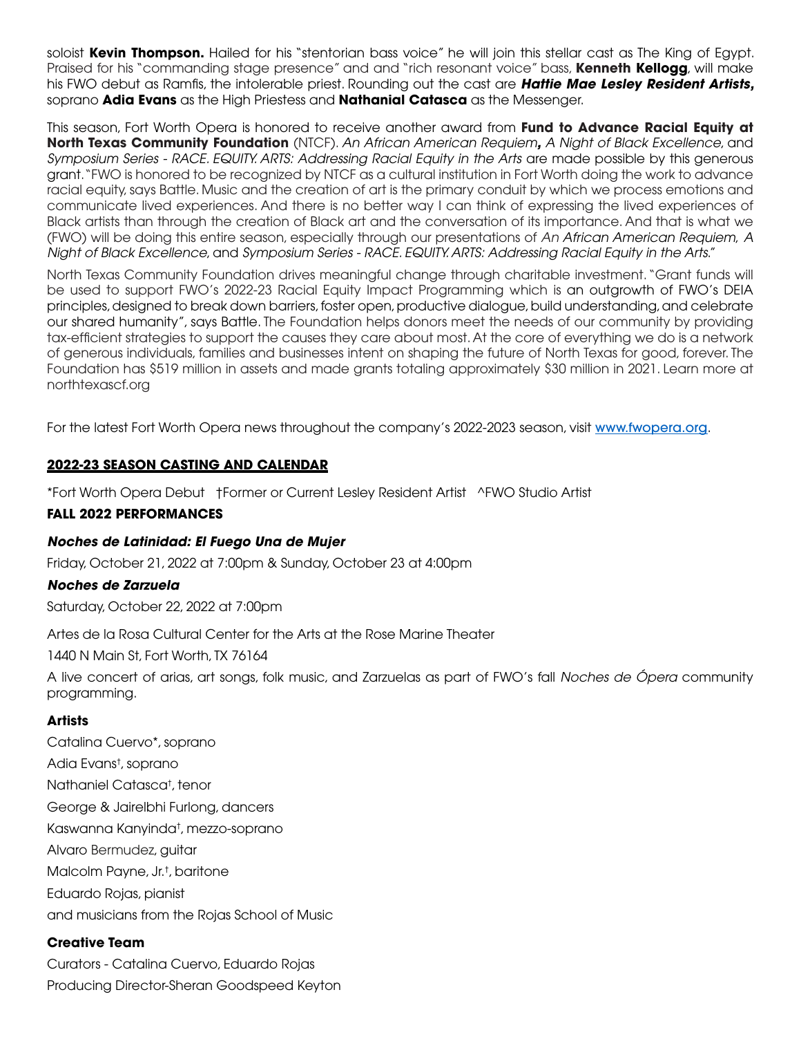soloist **Kevin Thompson.** Hailed for his "stentorian bass voice" he will join this stellar cast as The King of Egypt. Praised for his "commanding stage presence" and and "rich resonant voice" bass, **Kenneth Kellogg**, will make his FWO debut as Ramfis, the intolerable priest. Rounding out the cast are ***Hattie Mae Lesley Resident Artists,*** soprano **Adia Evans** as the High Priestess and **Nathanial Catasca** as the Messenger.

This season, Fort Worth Opera is honored to receive another award from **Fund to Advance Racial Equity at North Texas Community Foundation** (NTCF). *An African American Requiem***,** *A Night of Black Excellence*, and *Symposium Series - RACE. EQUITY. ARTS: Addressing Racial Equity in the Arts* are made possible by this generous grant. "FWO is honored to be recognized by NTCF as a cultural institution in Fort Worth doing the work to advance racial equity, says Battle. Music and the creation of art is the primary conduit by which we process emotions and communicate lived experiences. And there is no better way I can think of expressing the lived experiences of Black artists than through the creation of Black art and the conversation of its importance. And that is what we (FWO) will be doing this entire season, especially through our presentations of *An African American Requiem, A Night of Black Excellence*, and *Symposium Series - RACE. EQUITY. ARTS: Addressing Racial Equity in the Arts*."

North Texas Community Foundation drives meaningful change through charitable investment. "Grant funds will be used to support FWO's 2022-23 Racial Equity Impact Programming which is an outgrowth of FWO's DEIA principles, designed to break down barriers, foster open, productive dialogue, build understanding, and celebrate our shared humanity", says Battle. The Foundation helps donors meet the needs of our community by providing tax-efficient strategies to support the causes they care about most. At the core of everything we do is a network of generous individuals, families and businesses intent on shaping the future of North Texas for good, forever. The Foundation has $519 million in assets and made grants totaling approximately $30 million in 2021. Learn more at northtexascf.org

For the latest Fort Worth Opera news throughout the company's 2022-2023 season, visit www.fwopera.org.

## 2022-23 SEASON CASTING AND CALENDAR

*Fort Worth Opera Debut †Former or Current Lesley Resident Artist ^FWO Studio Artist

### FALL 2022 PERFORMANCES

***Noches de Latinidad: El Fuego Una de Mujer***

Friday, October 21, 2022 at 7:00pm & Sunday, October 23 at 4:00pm

***Noches de Zarzuela***

Saturday, October 22, 2022 at 7:00pm

Artes de la Rosa Cultural Center for the Arts at the Rose Marine Theater

1440 N Main St, Fort Worth, TX 76164

A live concert of arias, art songs, folk music, and Zarzuelas as part of FWO's fall *Noches de Ópera* community programming.

**Artists**

Catalina Cuervo*, soprano

Adia Evans†, soprano

Nathaniel Catasca†, tenor

George & Jairelbhi Furlong, dancers

Kaswanna Kanyinda†, mezzo-soprano

Alvaro Bermudez, guitar

Malcolm Payne, Jr.†, baritone

Eduardo Rojas, pianist

and musicians from the Rojas School of Music

**Creative Team**

Curators - Catalina Cuervo, Eduardo Rojas

Producing Director-Sheran Goodspeed Keyton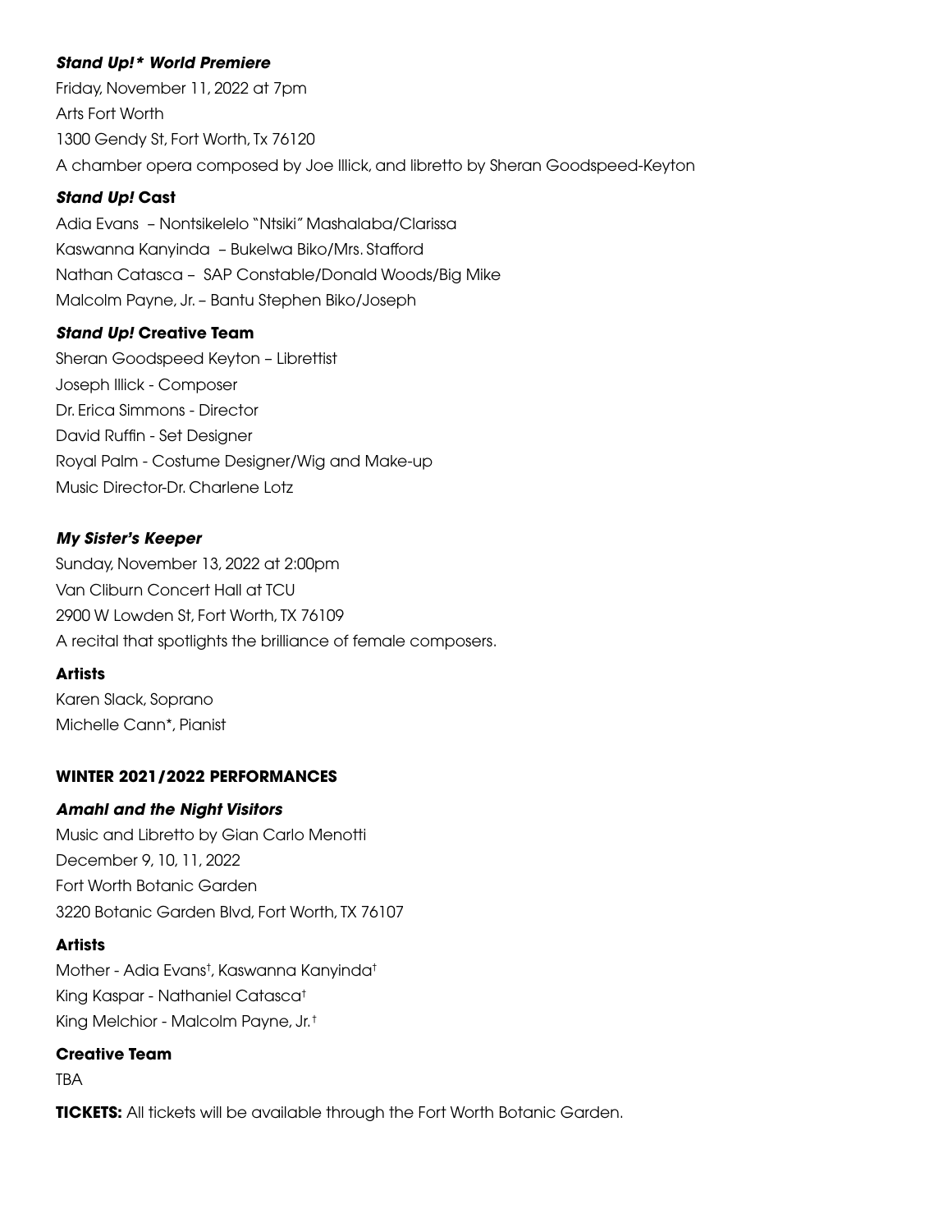***Stand Up!\* World Premiere***

Friday, November 11, 2022 at 7pm

Arts Fort Worth

1300 Gendy St, Fort Worth, Tx 76120

A chamber opera composed by Joe Illick, and libretto by Sheran Goodspeed-Keyton

***Stand Up!* Cast**

Adia Evans – Nontsikelelo "Ntsiki" Mashalaba/Clarissa

Kaswanna Kanyinda – Bukelwa Biko/Mrs. Stafford

Nathan Catasca – SAP Constable/Donald Woods/Big Mike

Malcolm Payne, Jr. – Bantu Stephen Biko/Joseph

***Stand Up!* Creative Team**

Sheran Goodspeed Keyton – Librettist

Joseph Illick - Composer

Dr. Erica Simmons - Director

David Ruffin - Set Designer

Royal Palm - Costume Designer/Wig and Make-up

Music Director-Dr. Charlene Lotz

***My Sister's Keeper***

Sunday, November 13, 2022 at 2:00pm

Van Cliburn Concert Hall at TCU

2900 W Lowden St, Fort Worth, TX 76109

A recital that spotlights the brilliance of female composers.

**Artists**

Karen Slack, Soprano

Michelle Cann*, Pianist

**WINTER 2021/2022 PERFORMANCES**

***Amahl and the Night Visitors***

Music and Libretto by Gian Carlo Menotti

December 9, 10, 11, 2022

Fort Worth Botanic Garden

3220 Botanic Garden Blvd, Fort Worth, TX 76107

**Artists**

Mother - Adia Evans†, Kaswanna Kanyinda†

King Kaspar - Nathaniel Catasca†

King Melchior - Malcolm Payne, Jr.†

**Creative Team**

TBA

**TICKETS:** All tickets will be available through the Fort Worth Botanic Garden.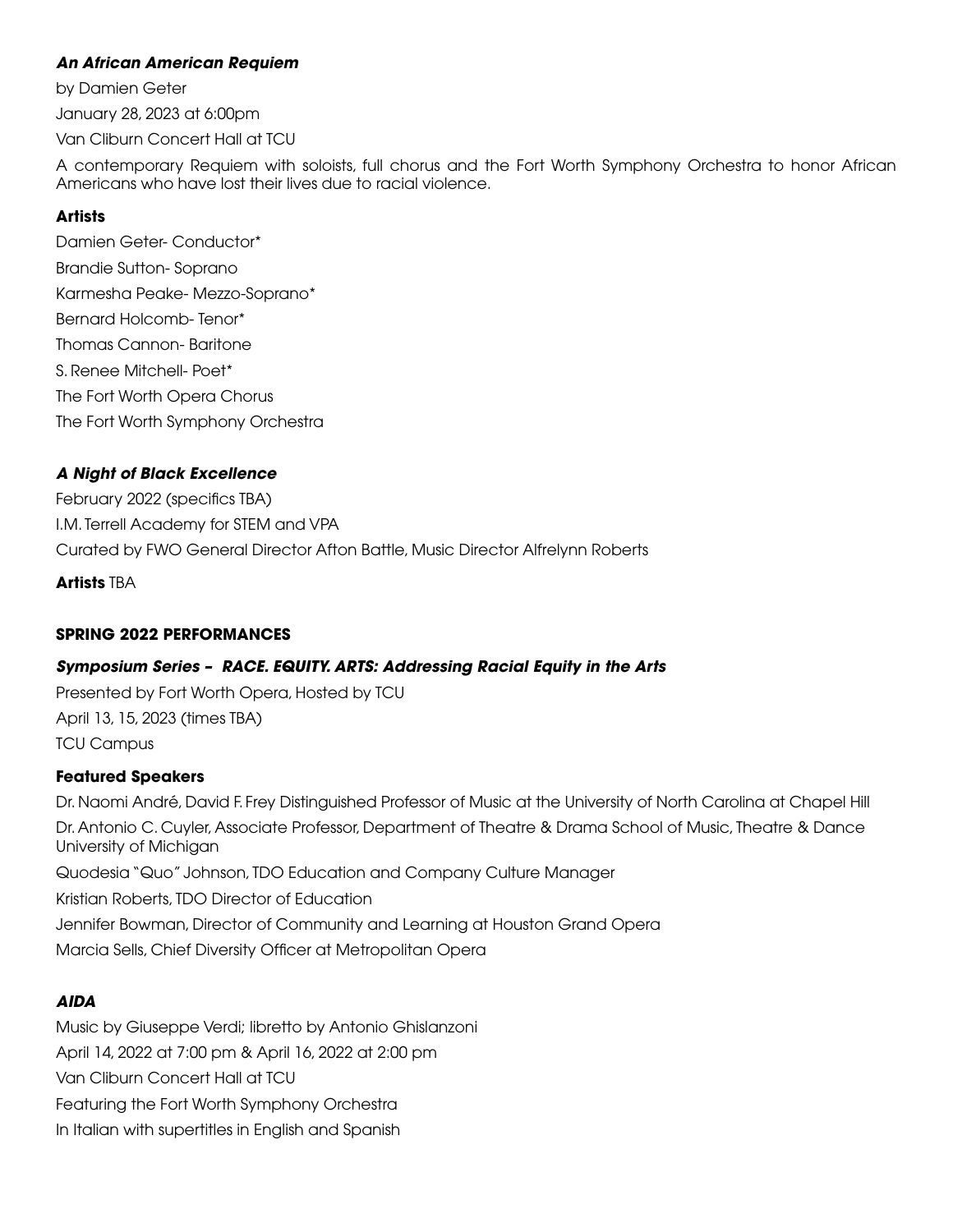### *An African American Requiem*

by Damien Geter

January 28, 2023 at 6:00pm

Van Cliburn Concert Hall at TCU

A contemporary Requiem with soloists, full chorus and the Fort Worth Symphony Orchestra to honor African Americans who have lost their lives due to racial violence.

**Artists**

Damien Geter- Conductor*

Brandie Sutton- Soprano

Karmesha Peake- Mezzo-Soprano*

Bernard Holcomb- Tenor*

Thomas Cannon- Baritone

S. Renee Mitchell- Poet*

The Fort Worth Opera Chorus

The Fort Worth Symphony Orchestra

### *A Night of Black Excellence*

February 2022 (specifics TBA)

I.M. Terrell Academy for STEM and VPA

Curated by FWO General Director Afton Battle, Music Director Alfrelynn Roberts

**Artists** TBA

## SPRING 2022 PERFORMANCES

### *Symposium Series – RACE. EQUITY. ARTS: Addressing Racial Equity in the Arts*

Presented by Fort Worth Opera, Hosted by TCU

April 13, 15, 2023 (times TBA)

TCU Campus

**Featured Speakers**

Dr. Naomi André, David F. Frey Distinguished Professor of Music at the University of North Carolina at Chapel Hill

Dr. Antonio C. Cuyler, Associate Professor, Department of Theatre & Drama School of Music, Theatre & Dance University of Michigan

Quodesia "Quo" Johnson, TDO Education and Company Culture Manager

Kristian Roberts, TDO Director of Education

Jennifer Bowman, Director of Community and Learning at Houston Grand Opera

Marcia Sells, Chief Diversity Officer at Metropolitan Opera

### *AIDA*

Music by Giuseppe Verdi; libretto by Antonio Ghislanzoni

April 14, 2022 at 7:00 pm & April 16, 2022 at 2:00 pm

Van Cliburn Concert Hall at TCU

Featuring the Fort Worth Symphony Orchestra

In Italian with supertitles in English and Spanish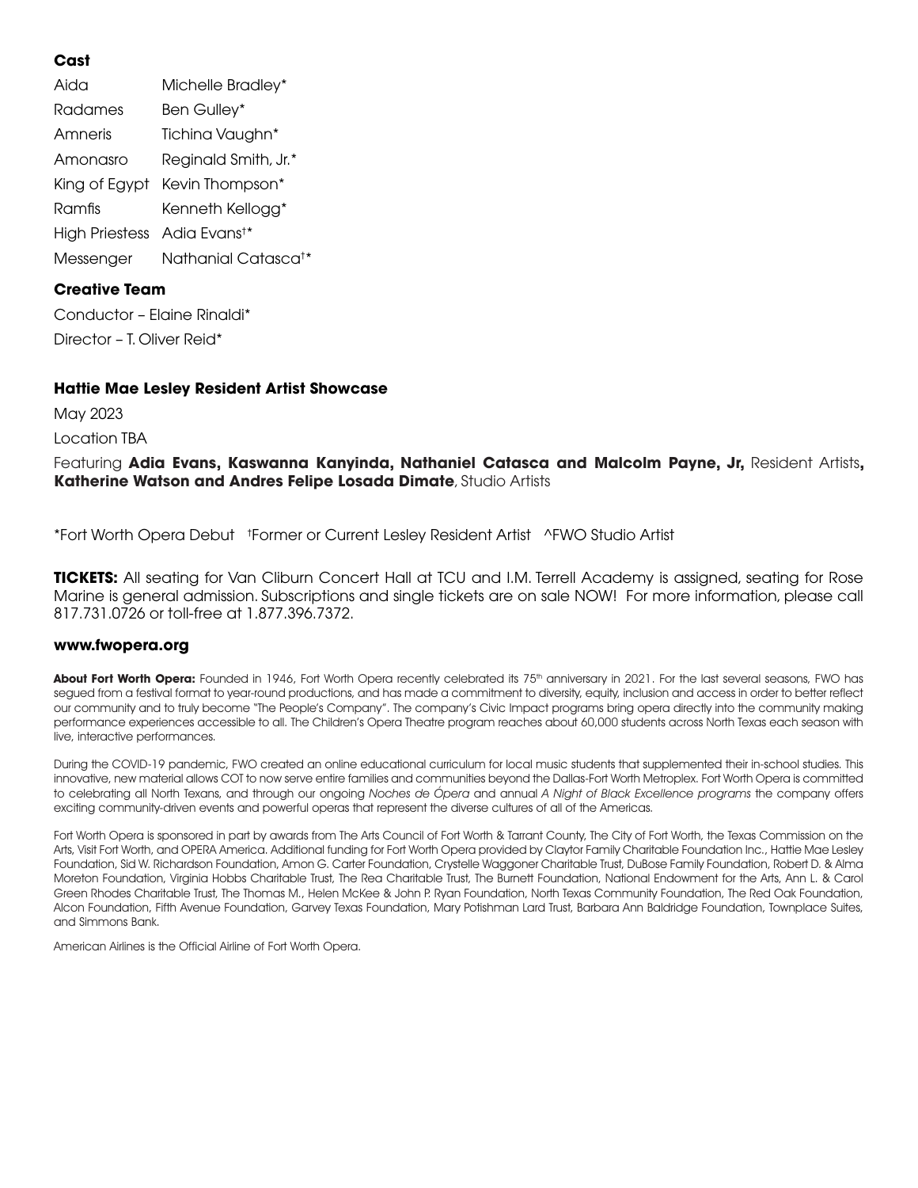**Cast**

| | |
|---|---|
| Aida | Michelle Bradley* |
| Radames | Ben Gulley* |
| Amneris | Tichina Vaughn* |
| Amonasro | Reginald Smith, Jr.* |
| King of Egypt | Kevin Thompson* |
| Ramfis | Kenneth Kellogg* |
| High Priestess | Adia Evans†* |
| Messenger | Nathanial Catasca†* |

**Creative Team**

Conductor – Elaine Rinaldi*

Director – T. Oliver Reid*

**Hattie Mae Lesley Resident Artist Showcase**

May 2023

Location TBA

Featuring **Adia Evans, Kaswanna Kanyinda, Nathaniel Catasca and Malcolm Payne, Jr,** Resident Artists**, Katherine Watson and Andres Felipe Losada Dimate**, Studio Artists

*Fort Worth Opera Debut †Former or Current Lesley Resident Artist ^FWO Studio Artist

**TICKETS:** All seating for Van Cliburn Concert Hall at TCU and I.M. Terrell Academy is assigned, seating for Rose Marine is general admission. Subscriptions and single tickets are on sale NOW! For more information, please call 817.731.0726 or toll-free at 1.877.396.7372.

**www.fwopera.org**

**About Fort Worth Opera:** Founded in 1946, Fort Worth Opera recently celebrated its 75th anniversary in 2021. For the last several seasons, FWO has segued from a festival format to year-round productions, and has made a commitment to diversity, equity, inclusion and access in order to better reflect our community and to truly become "The People's Company". The company's Civic Impact programs bring opera directly into the community making performance experiences accessible to all. The Children's Opera Theatre program reaches about 60,000 students across North Texas each season with live, interactive performances.

During the COVID-19 pandemic, FWO created an online educational curriculum for local music students that supplemented their in-school studies. This innovative, new material allows COT to now serve entire families and communities beyond the Dallas-Fort Worth Metroplex. Fort Worth Opera is committed to celebrating all North Texans, and through our ongoing *Noches de Ópera* and annual *A Night of Black Excellence programs* the company offers exciting community-driven events and powerful operas that represent the diverse cultures of all of the Americas.

Fort Worth Opera is sponsored in part by awards from The Arts Council of Fort Worth & Tarrant County, The City of Fort Worth, the Texas Commission on the Arts, Visit Fort Worth, and OPERA America. Additional funding for Fort Worth Opera provided by Claytor Family Charitable Foundation Inc., Hattie Mae Lesley Foundation, Sid W. Richardson Foundation, Amon G. Carter Foundation, Crystelle Waggoner Charitable Trust, DuBose Family Foundation, Robert D. & Alma Moreton Foundation, Virginia Hobbs Charitable Trust, The Rea Charitable Trust, The Burnett Foundation, National Endowment for the Arts, Ann L. & Carol Green Rhodes Charitable Trust, The Thomas M., Helen McKee & John P. Ryan Foundation, North Texas Community Foundation, The Red Oak Foundation, Alcon Foundation, Fifth Avenue Foundation, Garvey Texas Foundation, Mary Potishman Lard Trust, Barbara Ann Baldridge Foundation, Townplace Suites, and Simmons Bank.

American Airlines is the Official Airline of Fort Worth Opera.